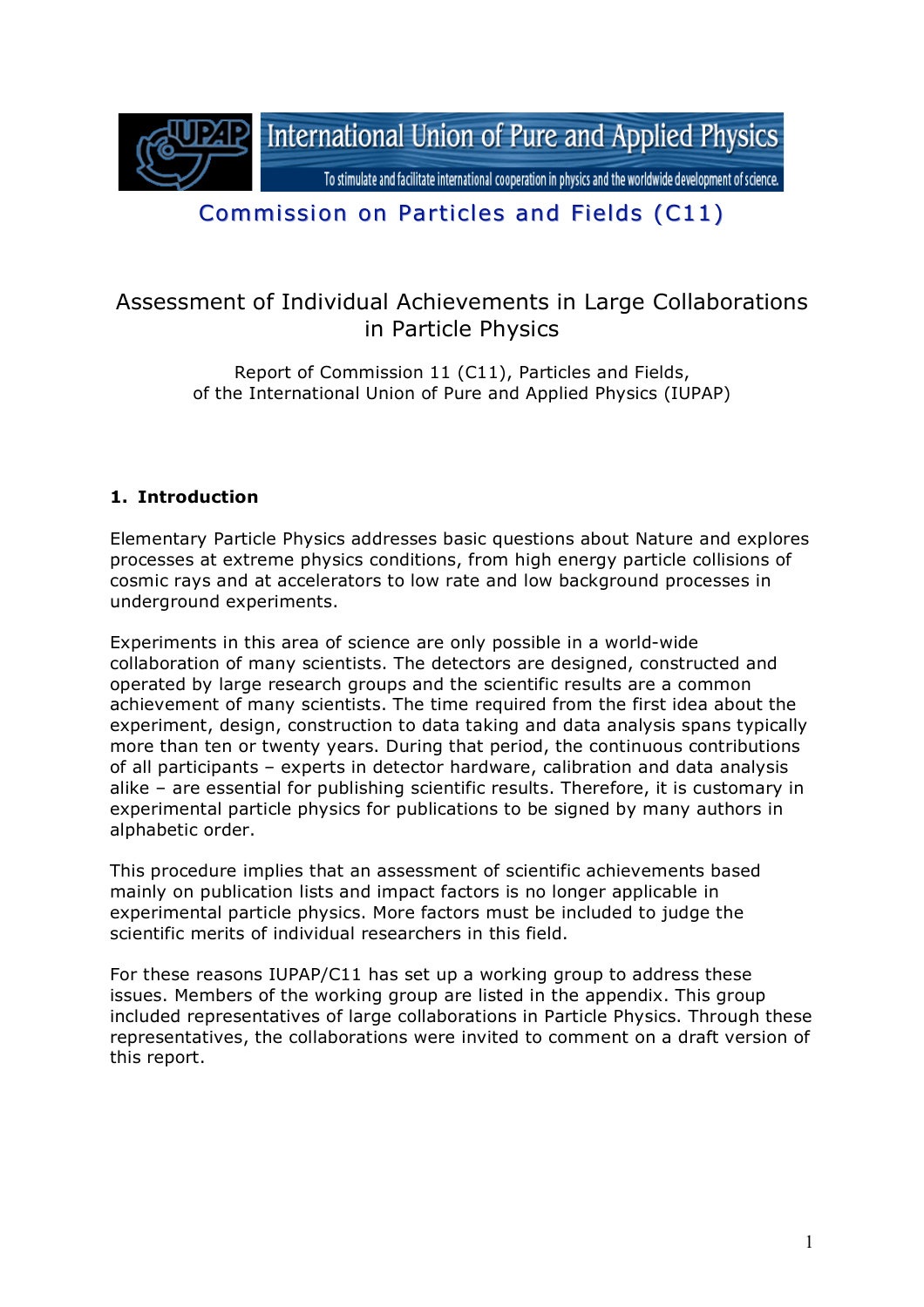International Union of Pure and Applied Physics

To stimulate and facilitate international cooperation in physics and the worldwide development of science.

## Commission on Particles and Fields (C11)

# Assessment of Individual Achievements in Large Collaborations in Particle Physics

Report of Commission 11 (C11), Particles and Fields, of the International Union of Pure and Applied Physics (IUPAP)

## 1. Introduction

Elementary Particle Physics addresses basic questions about Nature and explores processes at extreme physics conditions, from high energy particle collisions of cosmic rays and at accelerators to low rate and low background processes in underground experiments.

Experiments in this area of science are only possible in a world-wide collaboration of many scientists. The detectors are designed, constructed and operated by large research groups and the scientific results are a common achievement of many scientists. The time required from the first idea about the experiment, design, construction to data taking and data analysis spans typically more than ten or twenty years. During that period, the continuous contributions of all participants – experts in detector hardware, calibration and data analysis alike – are essential for publishing scientific results. Therefore, it is customary in experimental particle physics for publications to be signed by many authors in alphabetic order.

This procedure implies that an assessment of scientific achievements based mainly on publication lists and impact factors is no longer applicable in experimental particle physics. More factors must be included to judge the scientific merits of individual researchers in this field.

For these reasons IUPAP/C11 has set up a working group to address these issues. Members of the working group are listed in the appendix. This group included representatives of large collaborations in Particle Physics. Through these representatives, the collaborations were invited to comment on a draft version of this report.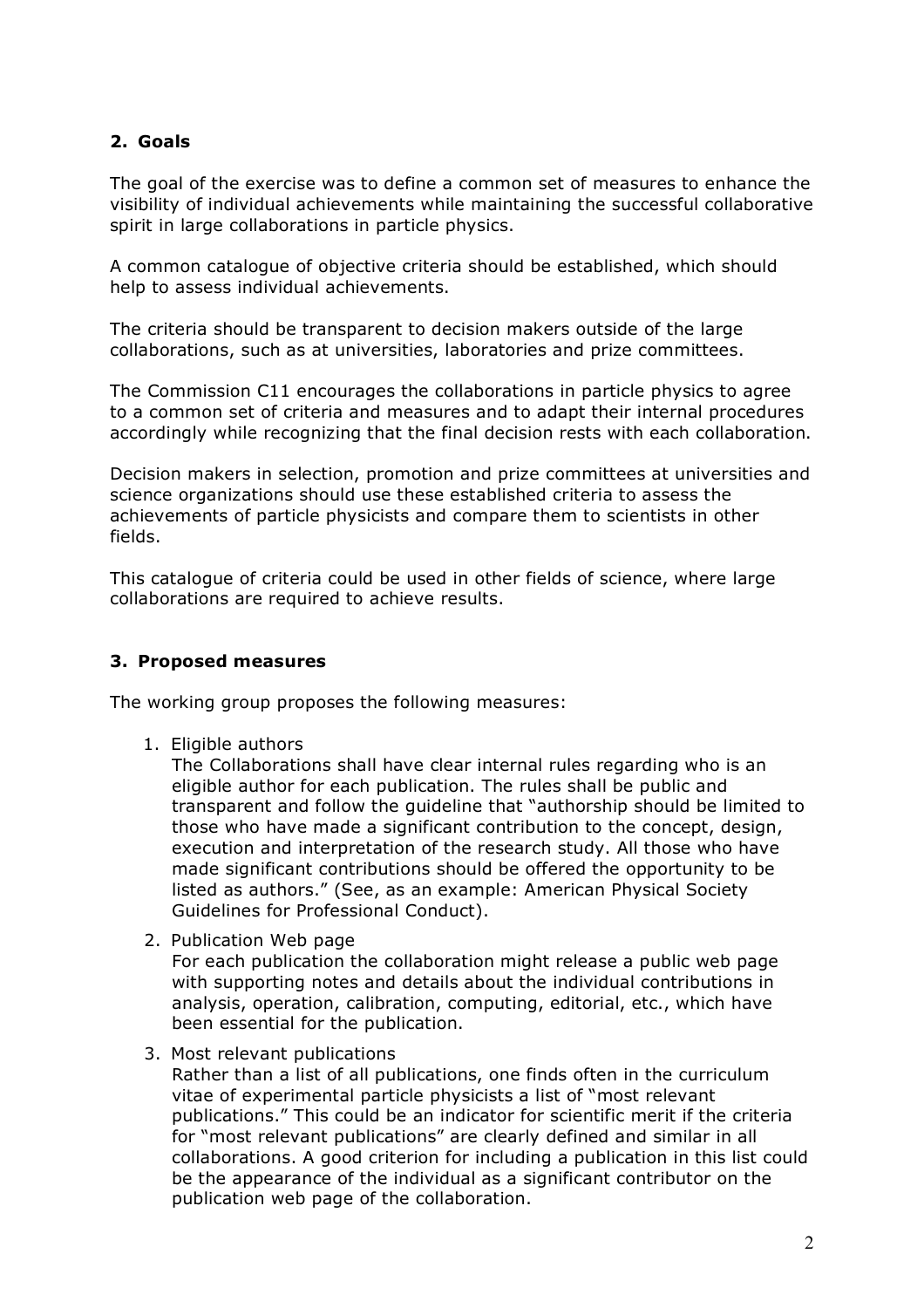## 2. Goals

The goal of the exercise was to define a common set of measures to enhance the visibility of individual achievements while maintaining the successful collaborative spirit in large collaborations in particle physics.

A common catalogue of objective criteria should be established, which should help to assess individual achievements.

The criteria should be transparent to decision makers outside of the large collaborations, such as at universities, laboratories and prize committees.

The Commission C11 encourages the collaborations in particle physics to agree to a common set of criteria and measures and to adapt their internal procedures accordingly while recognizing that the final decision rests with each collaboration.

Decision makers in selection, promotion and prize committees at universities and science organizations should use these established criteria to assess the achievements of particle physicists and compare them to scientists in other fields.

This catalogue of criteria could be used in other fields of science, where large collaborations are required to achieve results.

## 3. Proposed measures

The working group proposes the following measures:

1. Eligible authors
   The Collaborations shall have clear internal rules regarding who is an eligible author for each publication. The rules shall be public and transparent and follow the guideline that "authorship should be limited to those who have made a significant contribution to the concept, design, execution and interpretation of the research study. All those who have made significant contributions should be offered the opportunity to be listed as authors." (See, as an example: American Physical Society Guidelines for Professional Conduct).

2. Publication Web page
   For each publication the collaboration might release a public web page with supporting notes and details about the individual contributions in analysis, operation, calibration, computing, editorial, etc., which have been essential for the publication.

3. Most relevant publications
   Rather than a list of all publications, one finds often in the curriculum vitae of experimental particle physicists a list of "most relevant publications." This could be an indicator for scientific merit if the criteria for "most relevant publications" are clearly defined and similar in all collaborations. A good criterion for including a publication in this list could be the appearance of the individual as a significant contributor on the publication web page of the collaboration.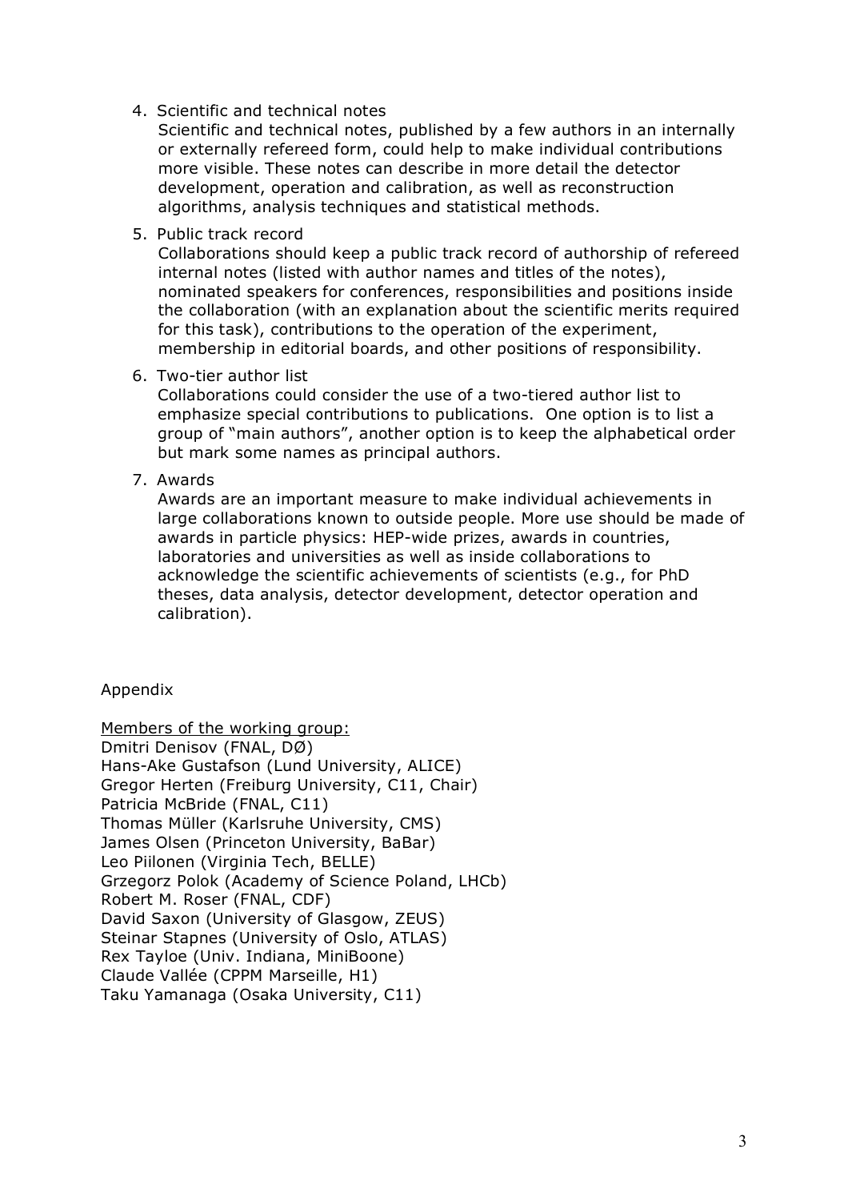4. Scientific and technical notes
   Scientific and technical notes, published by a few authors in an internally or externally refereed form, could help to make individual contributions more visible. These notes can describe in more detail the detector development, operation and calibration, as well as reconstruction algorithms, analysis techniques and statistical methods.

5. Public track record
   Collaborations should keep a public track record of authorship of refereed internal notes (listed with author names and titles of the notes), nominated speakers for conferences, responsibilities and positions inside the collaboration (with an explanation about the scientific merits required for this task), contributions to the operation of the experiment, membership in editorial boards, and other positions of responsibility.

6. Two-tier author list
   Collaborations could consider the use of a two-tiered author list to emphasize special contributions to publications. One option is to list a group of "main authors", another option is to keep the alphabetical order but mark some names as principal authors.

7. Awards
   Awards are an important measure to make individual achievements in large collaborations known to outside people. More use should be made of awards in particle physics: HEP-wide prizes, awards in countries, laboratories and universities as well as inside collaborations to acknowledge the scientific achievements of scientists (e.g., for PhD theses, data analysis, detector development, detector operation and calibration).

Appendix

<u>Members of the working group:</u>
Dmitri Denisov (FNAL, DØ)
Hans-Ake Gustafson (Lund University, ALICE)
Gregor Herten (Freiburg University, C11, Chair)
Patricia McBride (FNAL, C11)
Thomas Müller (Karlsruhe University, CMS)
James Olsen (Princeton University, BaBar)
Leo Piilonen (Virginia Tech, BELLE)
Grzegorz Polok (Academy of Science Poland, LHCb)
Robert M. Roser (FNAL, CDF)
David Saxon (University of Glasgow, ZEUS)
Steinar Stapnes (University of Oslo, ATLAS)
Rex Tayloe (Univ. Indiana, MiniBoone)
Claude Vallée (CPPM Marseille, H1)
Taku Yamanaga (Osaka University, C11)